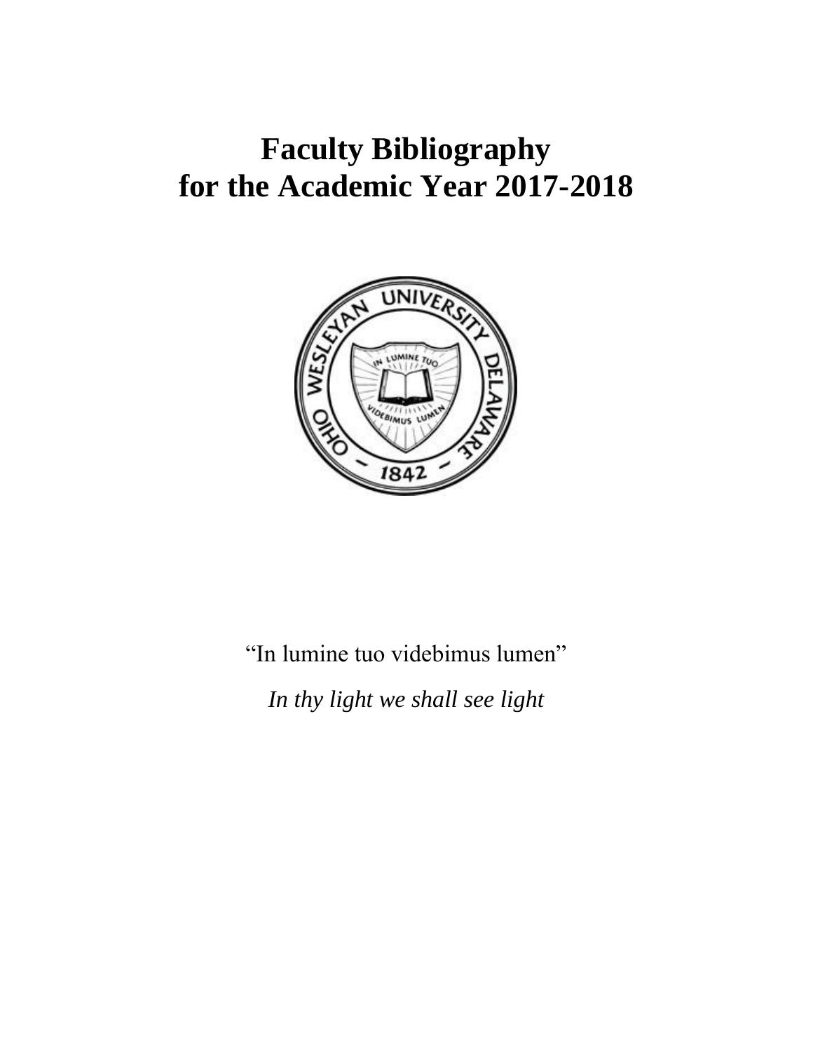# Faculty Bibliography for the Academic Year 2017-2018

"In lumine tuo videbimus lumen"

*In thy light we shall see light*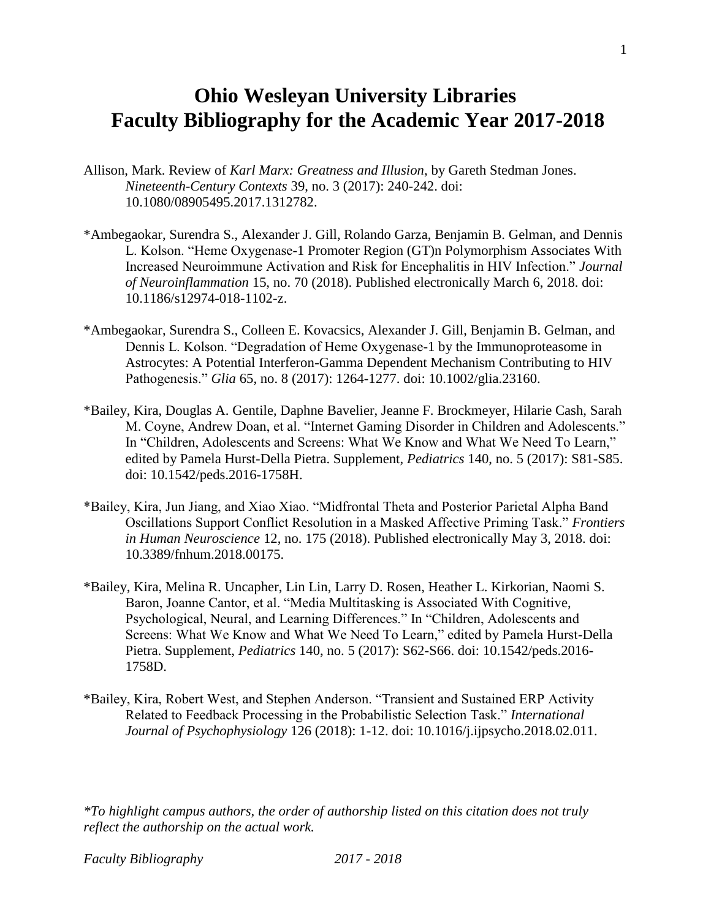# Ohio Wesleyan University Libraries
# Faculty Bibliography for the Academic Year 2017-2018

Allison, Mark. Review of *Karl Marx: Greatness and Illusion*, by Gareth Stedman Jones. *Nineteenth-Century Contexts* 39, no. 3 (2017): 240-242. doi: 10.1080/08905495.2017.1312782.

*Ambegaokar, Surendra S., Alexander J. Gill, Rolando Garza, Benjamin B. Gelman, and Dennis L. Kolson. "Heme Oxygenase-1 Promoter Region (GT)n Polymorphism Associates With Increased Neuroimmune Activation and Risk for Encephalitis in HIV Infection." *Journal of Neuroinflammation* 15, no. 70 (2018). Published electronically March 6, 2018. doi: 10.1186/s12974-018-1102-z.

*Ambegaokar, Surendra S., Colleen E. Kovacsics, Alexander J. Gill, Benjamin B. Gelman, and Dennis L. Kolson. "Degradation of Heme Oxygenase-1 by the Immunoproteasome in Astrocytes: A Potential Interferon-Gamma Dependent Mechanism Contributing to HIV Pathogenesis." *Glia* 65, no. 8 (2017): 1264-1277. doi: 10.1002/glia.23160.

*Bailey, Kira, Douglas A. Gentile, Daphne Bavelier, Jeanne F. Brockmeyer, Hilarie Cash, Sarah M. Coyne, Andrew Doan, et al. "Internet Gaming Disorder in Children and Adolescents." In "Children, Adolescents and Screens: What We Know and What We Need To Learn," edited by Pamela Hurst-Della Pietra. Supplement, *Pediatrics* 140, no. 5 (2017): S81-S85. doi: 10.1542/peds.2016-1758H.

*Bailey, Kira, Jun Jiang, and Xiao Xiao. "Midfrontal Theta and Posterior Parietal Alpha Band Oscillations Support Conflict Resolution in a Masked Affective Priming Task." *Frontiers in Human Neuroscience* 12, no. 175 (2018). Published electronically May 3, 2018. doi: 10.3389/fnhum.2018.00175.

*Bailey, Kira, Melina R. Uncapher, Lin Lin, Larry D. Rosen, Heather L. Kirkorian, Naomi S. Baron, Joanne Cantor, et al. "Media Multitasking is Associated With Cognitive, Psychological, Neural, and Learning Differences." In "Children, Adolescents and Screens: What We Know and What We Need To Learn," edited by Pamela Hurst-Della Pietra. Supplement, *Pediatrics* 140, no. 5 (2017): S62-S66. doi: 10.1542/peds.2016-1758D.

*Bailey, Kira, Robert West, and Stephen Anderson. "Transient and Sustained ERP Activity Related to Feedback Processing in the Probabilistic Selection Task." *International Journal of Psychophysiology* 126 (2018): 1-12. doi: 10.1016/j.ijpsycho.2018.02.011.

**To highlight campus authors, the order of authorship listed on this citation does not truly reflect the authorship on the actual work.*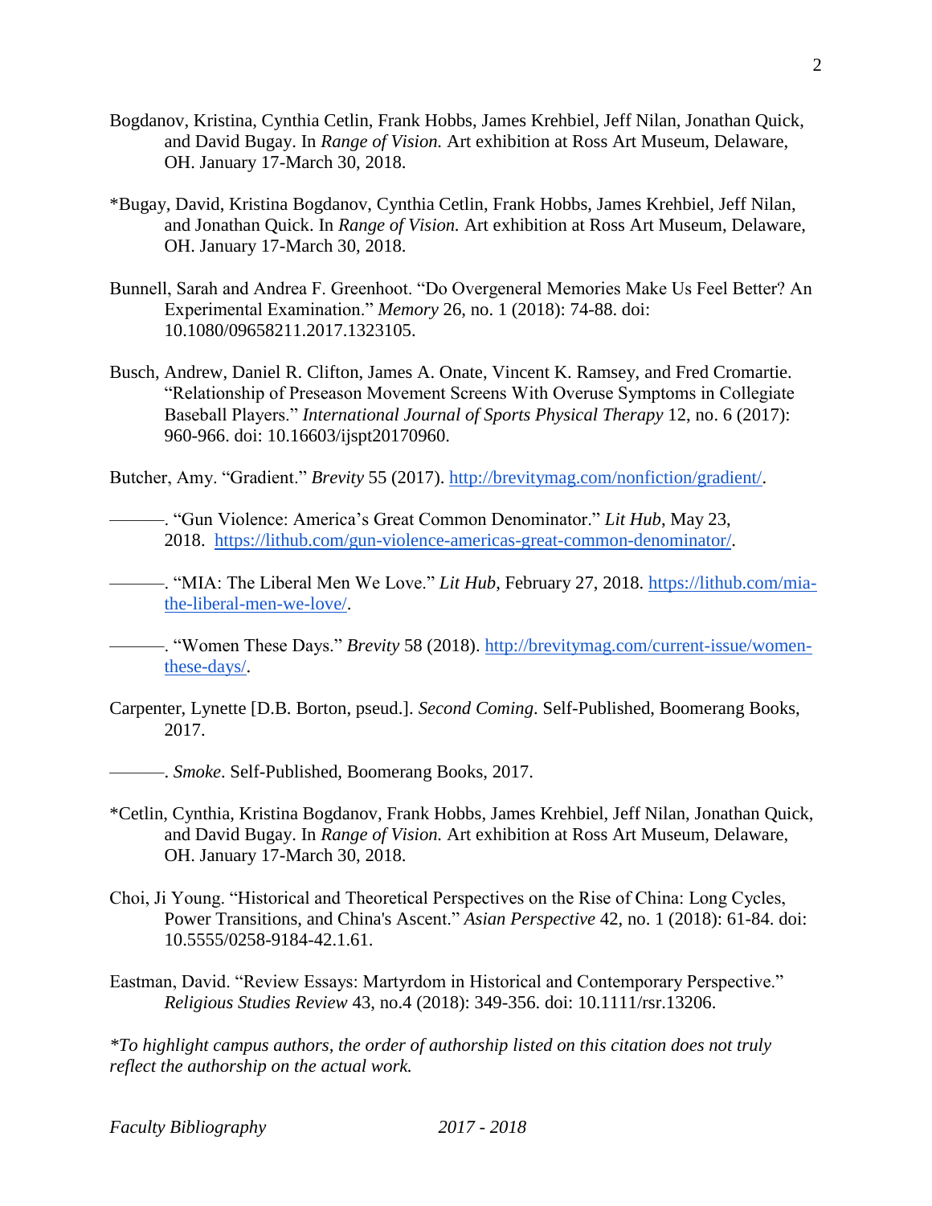Bogdanov, Kristina, Cynthia Cetlin, Frank Hobbs, James Krehbiel, Jeff Nilan, Jonathan Quick, and David Bugay. In *Range of Vision.* Art exhibition at Ross Art Museum, Delaware, OH. January 17-March 30, 2018.

*Bugay, David, Kristina Bogdanov, Cynthia Cetlin, Frank Hobbs, James Krehbiel, Jeff Nilan, and Jonathan Quick. In *Range of Vision.* Art exhibition at Ross Art Museum, Delaware, OH. January 17-March 30, 2018.

Bunnell, Sarah and Andrea F. Greenhoot. "Do Overgeneral Memories Make Us Feel Better? An Experimental Examination." *Memory* 26, no. 1 (2018): 74-88. doi: 10.1080/09658211.2017.1323105.

Busch, Andrew, Daniel R. Clifton, James A. Onate, Vincent K. Ramsey, and Fred Cromartie. "Relationship of Preseason Movement Screens With Overuse Symptoms in Collegiate Baseball Players." *International Journal of Sports Physical Therapy* 12, no. 6 (2017): 960-966. doi: 10.16603/ijspt20170960.

Butcher, Amy. "Gradient." *Brevity* 55 (2017). http://brevitymag.com/nonfiction/gradient/.

———. "Gun Violence: America's Great Common Denominator." *Lit Hub*, May 23, 2018. https://lithub.com/gun-violence-americas-great-common-denominator/.

———. "MIA: The Liberal Men We Love." *Lit Hub*, February 27, 2018. https://lithub.com/mia-the-liberal-men-we-love/.

———. "Women These Days." *Brevity* 58 (2018). http://brevitymag.com/current-issue/women-these-days/.

Carpenter, Lynette [D.B. Borton, pseud.]. *Second Coming*. Self-Published, Boomerang Books, 2017.

———. *Smoke*. Self-Published, Boomerang Books, 2017.

*Cetlin, Cynthia, Kristina Bogdanov, Frank Hobbs, James Krehbiel, Jeff Nilan, Jonathan Quick, and David Bugay. In *Range of Vision.* Art exhibition at Ross Art Museum, Delaware, OH. January 17-March 30, 2018.

Choi, Ji Young. "Historical and Theoretical Perspectives on the Rise of China: Long Cycles, Power Transitions, and China's Ascent." *Asian Perspective* 42, no. 1 (2018): 61-84. doi: 10.5555/0258-9184-42.1.61.

Eastman, David. "Review Essays: Martyrdom in Historical and Contemporary Perspective." *Religious Studies Review* 43, no.4 (2018): 349-356. doi: 10.1111/rsr.13206.

**To highlight campus authors, the order of authorship listed on this citation does not truly reflect the authorship on the actual work.*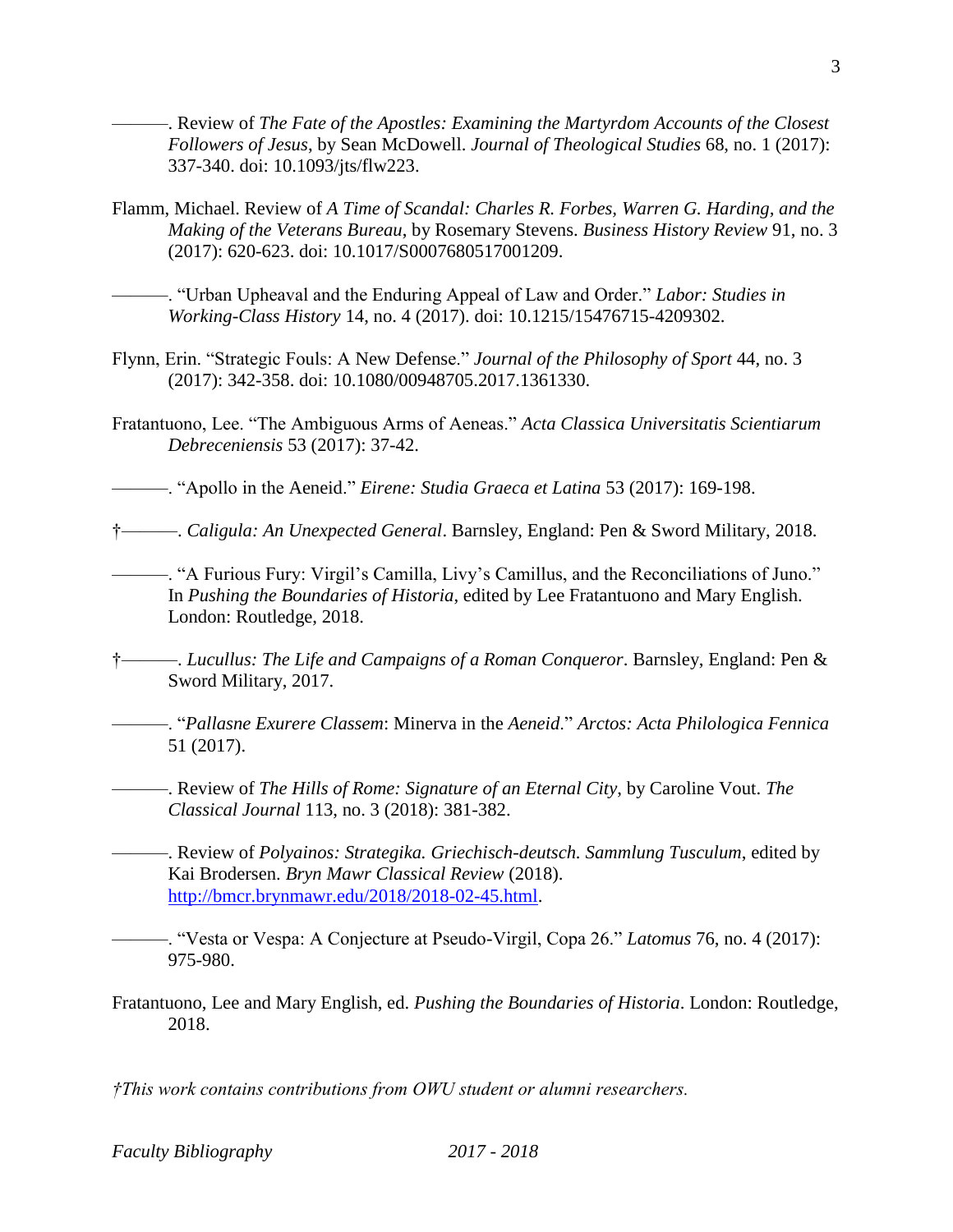———. Review of *The Fate of the Apostles: Examining the Martyrdom Accounts of the Closest Followers of Jesus*, by Sean McDowell. *Journal of Theological Studies* 68, no. 1 (2017): 337-340. doi: 10.1093/jts/flw223.

Flamm, Michael. Review of *A Time of Scandal: Charles R. Forbes, Warren G. Harding, and the Making of the Veterans Bureau*, by Rosemary Stevens. *Business History Review* 91, no. 3 (2017): 620-623. doi: 10.1017/S0007680517001209.

———. "Urban Upheaval and the Enduring Appeal of Law and Order." *Labor: Studies in Working-Class History* 14, no. 4 (2017). doi: 10.1215/15476715-4209302.

Flynn, Erin. "Strategic Fouls: A New Defense." *Journal of the Philosophy of Sport* 44, no. 3 (2017): 342-358. doi: 10.1080/00948705.2017.1361330.

Fratantuono, Lee. "The Ambiguous Arms of Aeneas." *Acta Classica Universitatis Scientiarum Debreceniensis* 53 (2017): 37-42.

———. "Apollo in the Aeneid." *Eirene: Studia Graeca et Latina* 53 (2017): 169-198.

†———. *Caligula: An Unexpected General*. Barnsley, England: Pen & Sword Military, 2018.

———. "A Furious Fury: Virgil's Camilla, Livy's Camillus, and the Reconciliations of Juno." In *Pushing the Boundaries of Historia*, edited by Lee Fratantuono and Mary English. London: Routledge, 2018.

†———. *Lucullus: The Life and Campaigns of a Roman Conqueror*. Barnsley, England: Pen & Sword Military, 2017.

———. "*Pallasne Exurere Classem*: Minerva in the *Aeneid*." *Arctos: Acta Philologica Fennica* 51 (2017).

———. Review of *The Hills of Rome: Signature of an Eternal City*, by Caroline Vout. *The Classical Journal* 113, no. 3 (2018): 381-382.

———. Review of *Polyainos: Strategika. Griechisch-deutsch. Sammlung Tusculum*, edited by Kai Brodersen. *Bryn Mawr Classical Review* (2018). http://bmcr.brynmawr.edu/2018/2018-02-45.html.

———. "Vesta or Vespa: A Conjecture at Pseudo-Virgil, Copa 26." *Latomus* 76, no. 4 (2017): 975-980.

Fratantuono, Lee and Mary English, ed. *Pushing the Boundaries of Historia*. London: Routledge, 2018.

*†This work contains contributions from OWU student or alumni researchers.*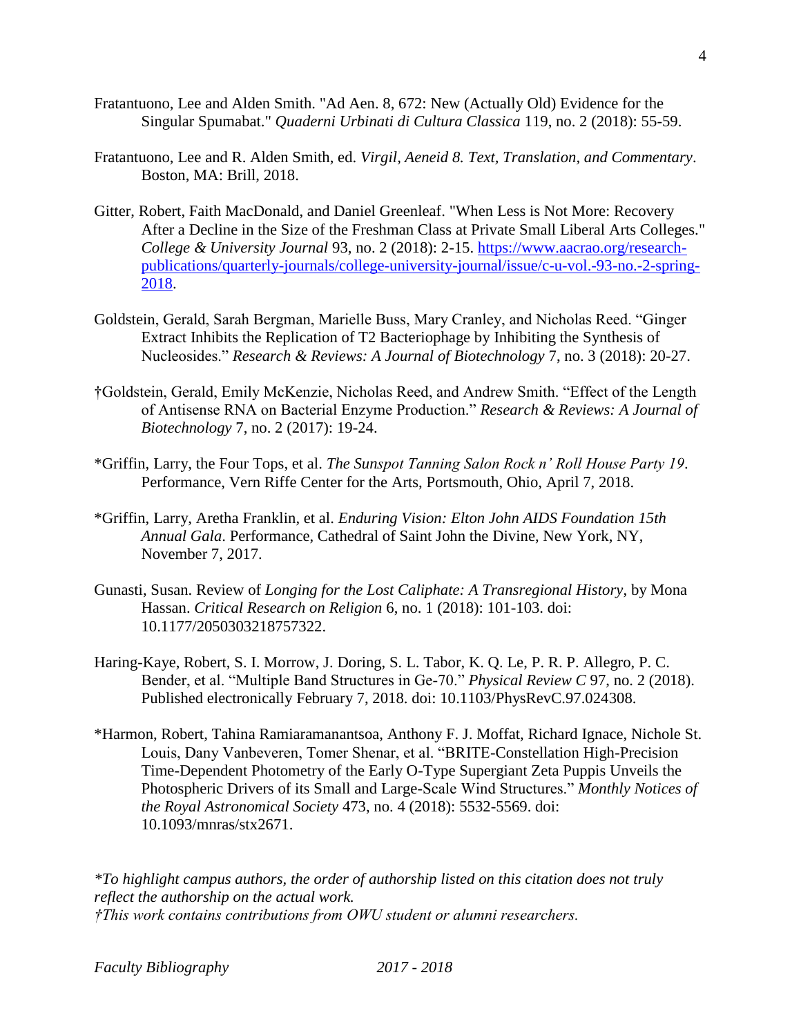Fratantuono, Lee and Alden Smith. "Ad Aen. 8, 672: New (Actually Old) Evidence for the Singular Spumabat." *Quaderni Urbinati di Cultura Classica* 119, no. 2 (2018): 55-59.

Fratantuono, Lee and R. Alden Smith, ed. *Virgil, Aeneid 8. Text, Translation, and Commentary*. Boston, MA: Brill, 2018.

Gitter, Robert, Faith MacDonald, and Daniel Greenleaf. "When Less is Not More: Recovery After a Decline in the Size of the Freshman Class at Private Small Liberal Arts Colleges." *College & University Journal* 93, no. 2 (2018): 2-15. [https://www.aacrao.org/research-publications/quarterly-journals/college-university-journal/issue/c-u-vol.-93-no.-2-spring-2018](https://www.aacrao.org/research-publications/quarterly-journals/college-university-journal/issue/c-u-vol.-93-no.-2-spring-2018).

Goldstein, Gerald, Sarah Bergman, Marielle Buss, Mary Cranley, and Nicholas Reed. "Ginger Extract Inhibits the Replication of T2 Bacteriophage by Inhibiting the Synthesis of Nucleosides." *Research & Reviews: A Journal of Biotechnology* 7, no. 3 (2018): 20-27.

†Goldstein, Gerald, Emily McKenzie, Nicholas Reed, and Andrew Smith. "Effect of the Length of Antisense RNA on Bacterial Enzyme Production." *Research & Reviews: A Journal of Biotechnology* 7, no. 2 (2017): 19-24.

*Griffin, Larry, the Four Tops, et al. *The Sunspot Tanning Salon Rock n' Roll House Party 19*. Performance, Vern Riffe Center for the Arts, Portsmouth, Ohio, April 7, 2018.

*Griffin, Larry, Aretha Franklin, et al. *Enduring Vision: Elton John AIDS Foundation 15th Annual Gala*. Performance, Cathedral of Saint John the Divine, New York, NY, November 7, 2017.

Gunasti, Susan. Review of *Longing for the Lost Caliphate: A Transregional History*, by Mona Hassan. *Critical Research on Religion* 6, no. 1 (2018): 101-103. doi: 10.1177/2050303218757322.

Haring-Kaye, Robert, S. I. Morrow, J. Doring, S. L. Tabor, K. Q. Le, P. R. P. Allegro, P. C. Bender, et al. "Multiple Band Structures in Ge-70." *Physical Review C* 97, no. 2 (2018). Published electronically February 7, 2018. doi: 10.1103/PhysRevC.97.024308.

*Harmon, Robert, Tahina Ramiaramanantsoa, Anthony F. J. Moffat, Richard Ignace, Nichole St. Louis, Dany Vanbeveren, Tomer Shenar, et al. "BRITE-Constellation High-Precision Time-Dependent Photometry of the Early O-Type Supergiant Zeta Puppis Unveils the Photospheric Drivers of its Small and Large-Scale Wind Structures." *Monthly Notices of the Royal Astronomical Society* 473, no. 4 (2018): 5532-5569. doi: 10.1093/mnras/stx2671.

**To highlight campus authors, the order of authorship listed on this citation does not truly reflect the authorship on the actual work.*
*†This work contains contributions from OWU student or alumni researchers.*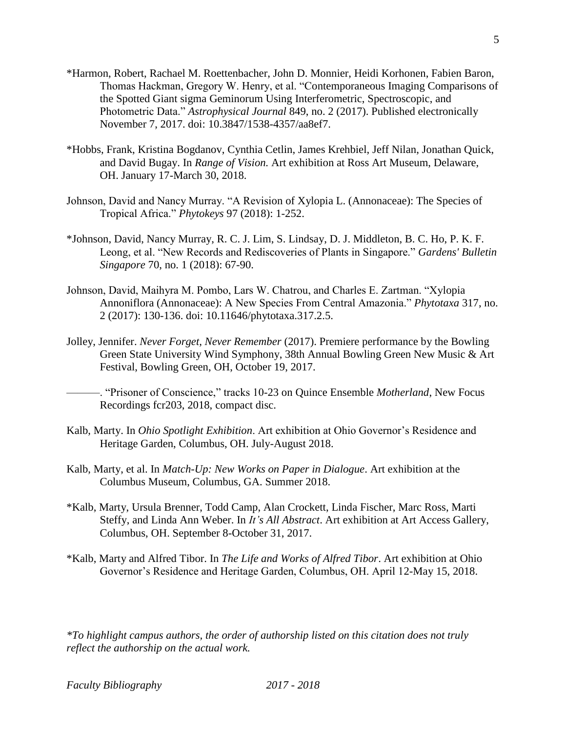*Harmon, Robert, Rachael M. Roettenbacher, John D. Monnier, Heidi Korhonen, Fabien Baron, Thomas Hackman, Gregory W. Henry, et al. "Contemporaneous Imaging Comparisons of the Spotted Giant sigma Geminorum Using Interferometric, Spectroscopic, and Photometric Data." *Astrophysical Journal* 849, no. 2 (2017). Published electronically November 7, 2017. doi: 10.3847/1538-4357/aa8ef7.

*Hobbs, Frank, Kristina Bogdanov, Cynthia Cetlin, James Krehbiel, Jeff Nilan, Jonathan Quick, and David Bugay. In *Range of Vision.* Art exhibition at Ross Art Museum, Delaware, OH. January 17-March 30, 2018.

Johnson, David and Nancy Murray. "A Revision of Xylopia L. (Annonaceae): The Species of Tropical Africa." *Phytokeys* 97 (2018): 1-252.

*Johnson, David, Nancy Murray, R. C. J. Lim, S. Lindsay, D. J. Middleton, B. C. Ho, P. K. F. Leong, et al. "New Records and Rediscoveries of Plants in Singapore." *Gardens' Bulletin Singapore* 70, no. 1 (2018): 67-90.

Johnson, David, Maihyra M. Pombo, Lars W. Chatrou, and Charles E. Zartman. "Xylopia Annoniflora (Annonaceae): A New Species From Central Amazonia." *Phytotaxa* 317, no. 2 (2017): 130-136. doi: 10.11646/phytotaxa.317.2.5.

Jolley, Jennifer. *Never Forget, Never Remember* (2017). Premiere performance by the Bowling Green State University Wind Symphony, 38th Annual Bowling Green New Music & Art Festival, Bowling Green, OH, October 19, 2017.

———. "Prisoner of Conscience," tracks 10-23 on Quince Ensemble *Motherland*, New Focus Recordings fcr203, 2018, compact disc.

Kalb, Marty. In *Ohio Spotlight Exhibition*. Art exhibition at Ohio Governor's Residence and Heritage Garden, Columbus, OH. July-August 2018.

Kalb, Marty, et al. In *Match-Up: New Works on Paper in Dialogue*. Art exhibition at the Columbus Museum, Columbus, GA. Summer 2018.

*Kalb, Marty, Ursula Brenner, Todd Camp, Alan Crockett, Linda Fischer, Marc Ross, Marti Steffy, and Linda Ann Weber. In *It's All Abstract*. Art exhibition at Art Access Gallery, Columbus, OH. September 8-October 31, 2017.

*Kalb, Marty and Alfred Tibor. In *The Life and Works of Alfred Tibor*. Art exhibition at Ohio Governor's Residence and Heritage Garden, Columbus, OH. April 12-May 15, 2018.

**To highlight campus authors, the order of authorship listed on this citation does not truly reflect the authorship on the actual work.*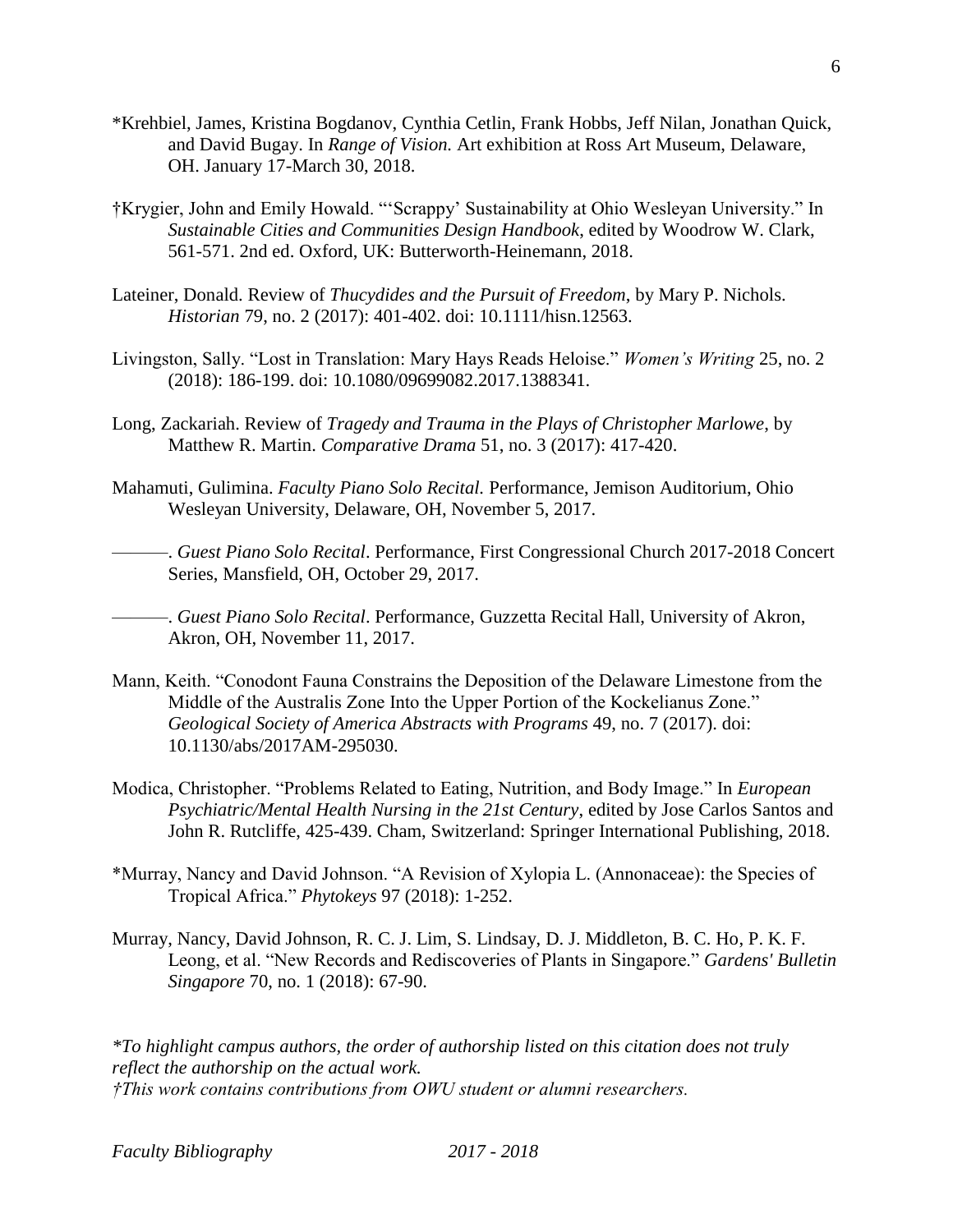*Krehbiel, James, Kristina Bogdanov, Cynthia Cetlin, Frank Hobbs, Jeff Nilan, Jonathan Quick, and David Bugay. In *Range of Vision.* Art exhibition at Ross Art Museum, Delaware, OH. January 17-March 30, 2018.

†Krygier, John and Emily Howald. "'Scrappy' Sustainability at Ohio Wesleyan University." In *Sustainable Cities and Communities Design Handbook*, edited by Woodrow W. Clark, 561-571. 2nd ed. Oxford, UK: Butterworth-Heinemann, 2018.

Lateiner, Donald. Review of *Thucydides and the Pursuit of Freedom*, by Mary P. Nichols. *Historian* 79, no. 2 (2017): 401-402. doi: 10.1111/hisn.12563.

Livingston, Sally. "Lost in Translation: Mary Hays Reads Heloise." *Women's Writing* 25, no. 2 (2018): 186-199. doi: 10.1080/09699082.2017.1388341.

Long, Zackariah. Review of *Tragedy and Trauma in the Plays of Christopher Marlowe*, by Matthew R. Martin. *Comparative Drama* 51, no. 3 (2017): 417-420.

Mahamuti, Gulimina. *Faculty Piano Solo Recital.* Performance, Jemison Auditorium, Ohio Wesleyan University, Delaware, OH, November 5, 2017.

———. *Guest Piano Solo Recital*. Performance, First Congressional Church 2017-2018 Concert Series, Mansfield, OH, October 29, 2017.

———. *Guest Piano Solo Recital*. Performance, Guzzetta Recital Hall, University of Akron, Akron, OH, November 11, 2017.

Mann, Keith. "Conodont Fauna Constrains the Deposition of the Delaware Limestone from the Middle of the Australis Zone Into the Upper Portion of the Kockelianus Zone." *Geological Society of America Abstracts with Programs* 49, no. 7 (2017). doi: 10.1130/abs/2017AM-295030.

Modica, Christopher. "Problems Related to Eating, Nutrition, and Body Image." In *European Psychiatric/Mental Health Nursing in the 21st Century*, edited by Jose Carlos Santos and John R. Rutcliffe, 425-439. Cham, Switzerland: Springer International Publishing, 2018.

*Murray, Nancy and David Johnson. "A Revision of Xylopia L. (Annonaceae): the Species of Tropical Africa." *Phytokeys* 97 (2018): 1-252.

Murray, Nancy, David Johnson, R. C. J. Lim, S. Lindsay, D. J. Middleton, B. C. Ho, P. K. F. Leong, et al. "New Records and Rediscoveries of Plants in Singapore." *Gardens' Bulletin Singapore* 70, no. 1 (2018): 67-90.

*\*To highlight campus authors, the order of authorship listed on this citation does not truly reflect the authorship on the actual work.*
*†This work contains contributions from OWU student or alumni researchers.*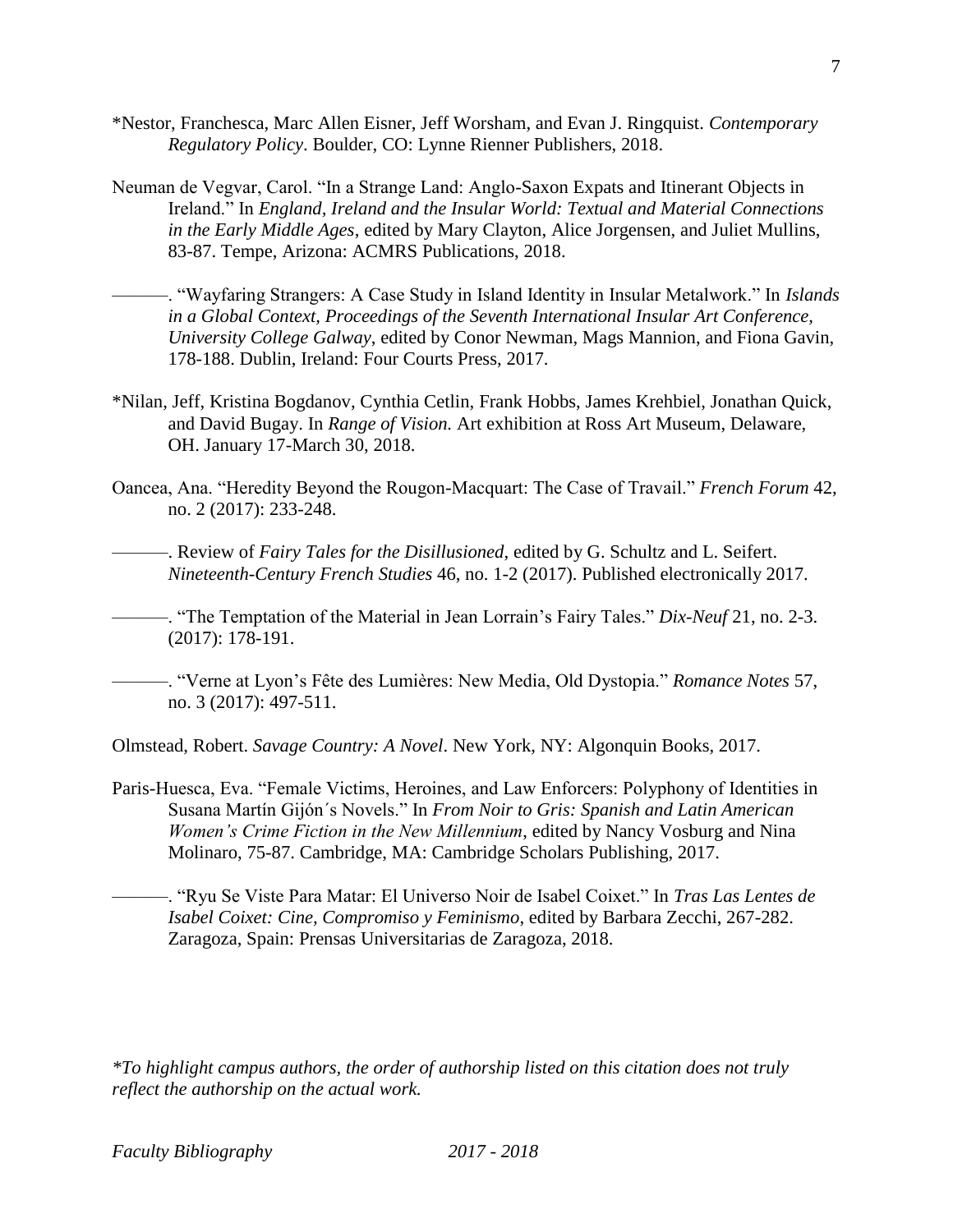*Nestor, Franchesca, Marc Allen Eisner, Jeff Worsham, and Evan J. Ringquist. *Contemporary Regulatory Policy*. Boulder, CO: Lynne Rienner Publishers, 2018.

Neuman de Vegvar, Carol. "In a Strange Land: Anglo-Saxon Expats and Itinerant Objects in Ireland." In *England, Ireland and the Insular World: Textual and Material Connections in the Early Middle Ages*, edited by Mary Clayton, Alice Jorgensen, and Juliet Mullins, 83-87. Tempe, Arizona: ACMRS Publications, 2018.

———. "Wayfaring Strangers: A Case Study in Island Identity in Insular Metalwork." In *Islands in a Global Context, Proceedings of the Seventh International Insular Art Conference, University College Galway*, edited by Conor Newman, Mags Mannion, and Fiona Gavin, 178-188. Dublin, Ireland: Four Courts Press, 2017.

*Nilan, Jeff, Kristina Bogdanov, Cynthia Cetlin, Frank Hobbs, James Krehbiel, Jonathan Quick, and David Bugay. In *Range of Vision.* Art exhibition at Ross Art Museum, Delaware, OH. January 17-March 30, 2018.

Oancea, Ana. "Heredity Beyond the Rougon-Macquart: The Case of Travail." *French Forum* 42, no. 2 (2017): 233-248.

———. Review of *Fairy Tales for the Disillusioned*, edited by G. Schultz and L. Seifert. *Nineteenth-Century French Studies* 46, no. 1-2 (2017). Published electronically 2017.

———. "The Temptation of the Material in Jean Lorrain's Fairy Tales." *Dix-Neuf* 21, no. 2-3. (2017): 178-191.

———. "Verne at Lyon's Fête des Lumières: New Media, Old Dystopia." *Romance Notes* 57, no. 3 (2017): 497-511.

Olmstead, Robert. *Savage Country: A Novel*. New York, NY: Algonquin Books, 2017.

Paris-Huesca, Eva. "Female Victims, Heroines, and Law Enforcers: Polyphony of Identities in Susana Martín Gijón´s Novels." In *From Noir to Gris: Spanish and Latin American Women's Crime Fiction in the New Millennium*, edited by Nancy Vosburg and Nina Molinaro, 75-87. Cambridge, MA: Cambridge Scholars Publishing, 2017.

———. "Ryu Se Viste Para Matar: El Universo Noir de Isabel Coixet." In *Tras Las Lentes de Isabel Coixet: Cine, Compromiso y Feminismo*, edited by Barbara Zecchi, 267-282. Zaragoza, Spain: Prensas Universitarias de Zaragoza, 2018.

*\*To highlight campus authors, the order of authorship listed on this citation does not truly reflect the authorship on the actual work.*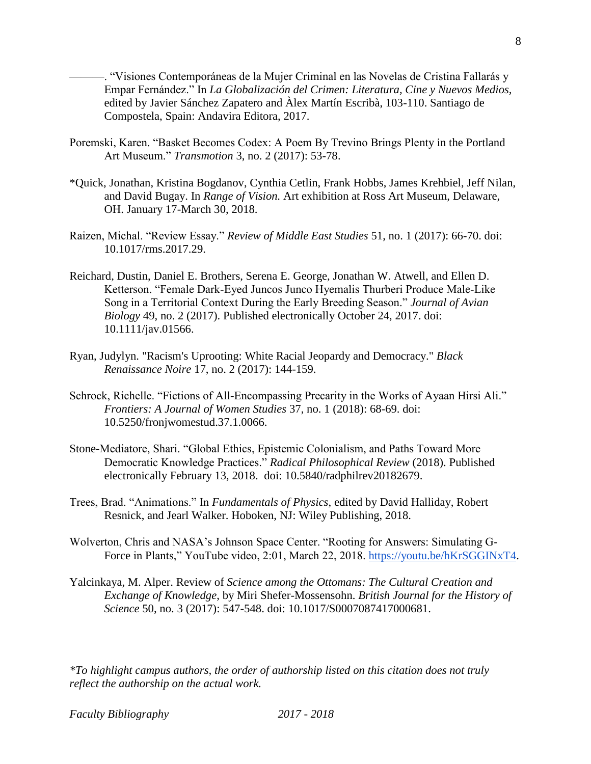———. “Visiones Contemporáneas de la Mujer Criminal en las Novelas de Cristina Fallarás y Empar Fernández.” In *La Globalización del Crimen: Literatura, Cine y Nuevos Medios,* edited by Javier Sánchez Zapatero and Àlex Martín Escribà, 103-110. Santiago de Compostela, Spain: Andavira Editora, 2017.

Poremski, Karen. “Basket Becomes Codex: A Poem By Trevino Brings Plenty in the Portland Art Museum.” *Transmotion* 3, no. 2 (2017): 53-78.

*Quick, Jonathan, Kristina Bogdanov, Cynthia Cetlin, Frank Hobbs, James Krehbiel, Jeff Nilan, and David Bugay. In *Range of Vision.* Art exhibition at Ross Art Museum, Delaware, OH. January 17-March 30, 2018.

Raizen, Michal. “Review Essay.” *Review of Middle East Studies* 51, no. 1 (2017): 66-70. doi: 10.1017/rms.2017.29.

Reichard, Dustin, Daniel E. Brothers, Serena E. George, Jonathan W. Atwell, and Ellen D. Ketterson. “Female Dark-Eyed Juncos Junco Hyemalis Thurberi Produce Male-Like Song in a Territorial Context During the Early Breeding Season.” *Journal of Avian Biology* 49, no. 2 (2017). Published electronically October 24, 2017. doi: 10.1111/jav.01566.

Ryan, Judylyn. "Racism's Uprooting: White Racial Jeopardy and Democracy." *Black Renaissance Noire* 17, no. 2 (2017): 144-159.

Schrock, Richelle. “Fictions of All-Encompassing Precarity in the Works of Ayaan Hirsi Ali.” *Frontiers: A Journal of Women Studies* 37, no. 1 (2018): 68-69. doi: 10.5250/fronjwomestud.37.1.0066.

Stone-Mediatore, Shari. “Global Ethics, Epistemic Colonialism, and Paths Toward More Democratic Knowledge Practices.” *Radical Philosophical Review* (2018). Published electronically February 13, 2018. doi: 10.5840/radphilrev20182679.

Trees, Brad. “Animations.” In *Fundamentals of Physics*, edited by David Halliday, Robert Resnick, and Jearl Walker. Hoboken, NJ: Wiley Publishing, 2018.

Wolverton, Chris and NASA’s Johnson Space Center. “Rooting for Answers: Simulating G-Force in Plants,” YouTube video, 2:01, March 22, 2018. https://youtu.be/hKrSGGINxT4.

Yalcinkaya, M. Alper. Review of *Science among the Ottomans: The Cultural Creation and Exchange of Knowledge*, by Miri Shefer-Mossensohn. *British Journal for the History of Science* 50, no. 3 (2017): 547-548. doi: 10.1017/S0007087417000681.

**To highlight campus authors, the order of authorship listed on this citation does not truly reflect the authorship on the actual work.*